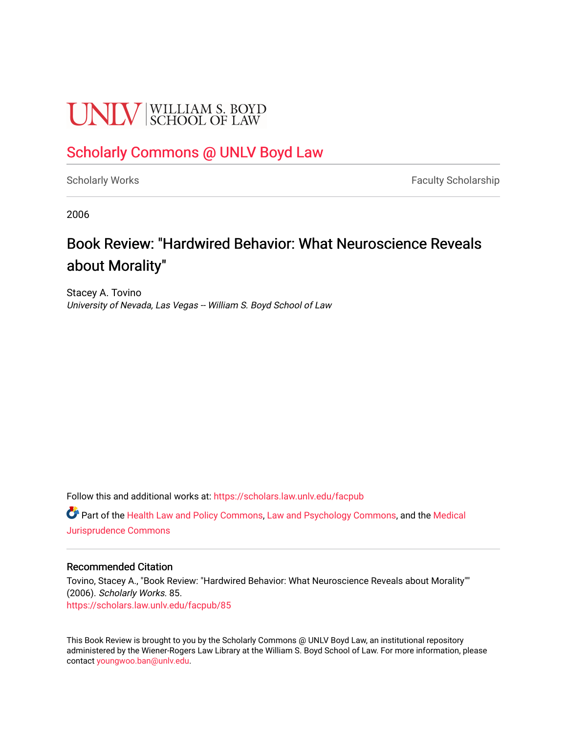UNLV | WILLIAM S. BOYD SCHOOL OF LAW

Scholarly Commons @ UNLV Boyd Law

Scholarly Works | Faculty Scholarship

2006

# Book Review: "Hardwired Behavior: What Neuroscience Reveals about Morality"

Stacey A. Tovino
*University of Nevada, Las Vegas -- William S. Boyd School of Law*

Follow this and additional works at: https://scholars.law.unlv.edu/facpub

Part of the Health Law and Policy Commons, Law and Psychology Commons, and the Medical Jurisprudence Commons

## Recommended Citation

Tovino, Stacey A., "Book Review: "Hardwired Behavior: What Neuroscience Reveals about Morality"" (2006). *Scholarly Works*. 85.
https://scholars.law.unlv.edu/facpub/85

This Book Review is brought to you by the Scholarly Commons @ UNLV Boyd Law, an institutional repository administered by the Wiener-Rogers Law Library at the William S. Boyd School of Law. For more information, please contact youngwoo.ban@unlv.edu.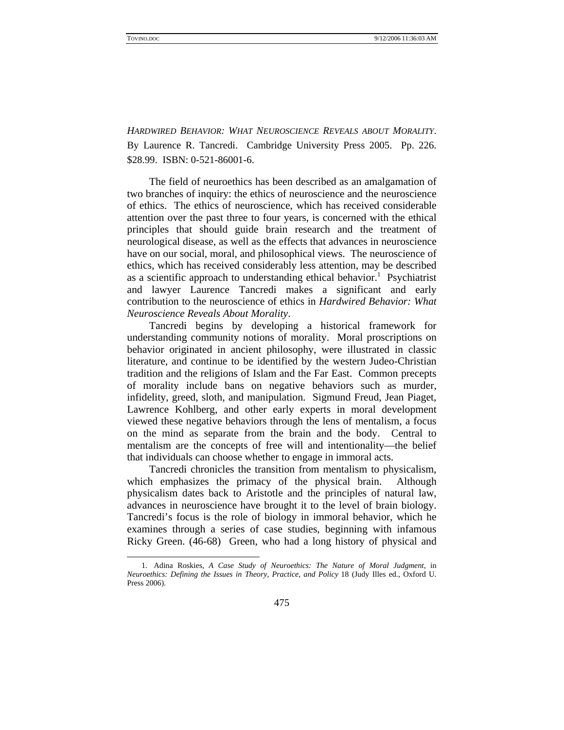*HARDWIRED BEHAVIOR: WHAT NEUROSCIENCE REVEALS ABOUT MORALITY.* By Laurence R. Tancredi. Cambridge University Press 2005. Pp. 226. $28.99. ISBN: 0-521-86001-6.

The field of neuroethics has been described as an amalgamation of two branches of inquiry: the ethics of neuroscience and the neuroscience of ethics. The ethics of neuroscience, which has received considerable attention over the past three to four years, is concerned with the ethical principles that should guide brain research and the treatment of neurological disease, as well as the effects that advances in neuroscience have on our social, moral, and philosophical views. The neuroscience of ethics, which has received considerably less attention, may be described as a scientific approach to understanding ethical behavior.[1] Psychiatrist and lawyer Laurence Tancredi makes a significant and early contribution to the neuroscience of ethics in *Hardwired Behavior: What Neuroscience Reveals About Morality*.

Tancredi begins by developing a historical framework for understanding community notions of morality. Moral proscriptions on behavior originated in ancient philosophy, were illustrated in classic literature, and continue to be identified by the western Judeo-Christian tradition and the religions of Islam and the Far East. Common precepts of morality include bans on negative behaviors such as murder, infidelity, greed, sloth, and manipulation. Sigmund Freud, Jean Piaget, Lawrence Kohlberg, and other early experts in moral development viewed these negative behaviors through the lens of mentalism, a focus on the mind as separate from the brain and the body. Central to mentalism are the concepts of free will and intentionality—the belief that individuals can choose whether to engage in immoral acts.

Tancredi chronicles the transition from mentalism to physicalism, which emphasizes the primacy of the physical brain. Although physicalism dates back to Aristotle and the principles of natural law, advances in neuroscience have brought it to the level of brain biology. Tancredi's focus is the role of biology in immoral behavior, which he examines through a series of case studies, beginning with infamous Ricky Green. (46-68) Green, who had a long history of physical and

1. Adina Roskies, *A Case Study of Neuroethics: The Nature of Moral Judgment*, in *Neuroethics: Defining the Issues in Theory, Practice, and Policy* 18 (Judy Illes ed., Oxford U. Press 2006).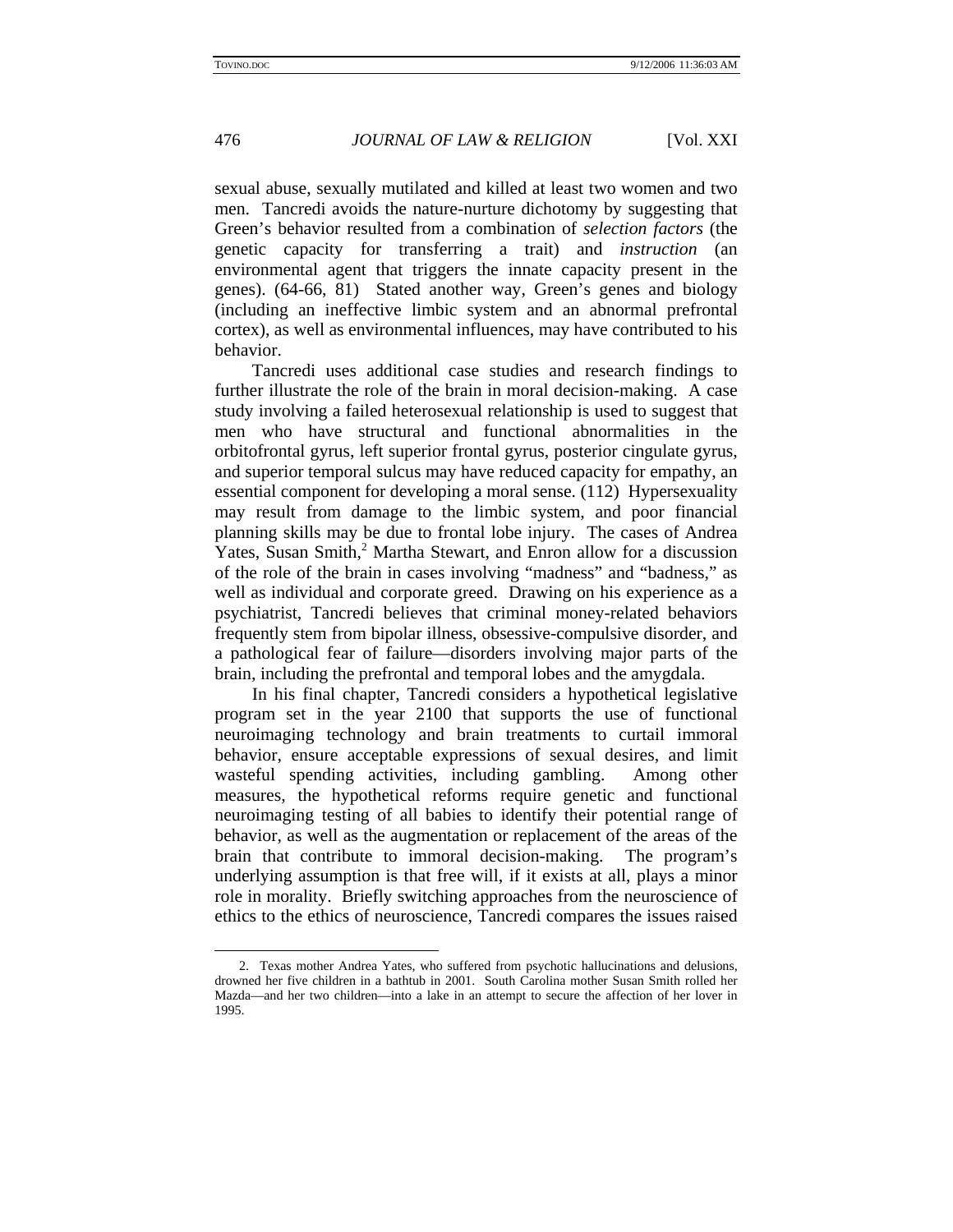sexual abuse, sexually mutilated and killed at least two women and two men. Tancredi avoids the nature-nurture dichotomy by suggesting that Green's behavior resulted from a combination of *selection factors* (the genetic capacity for transferring a trait) and *instruction* (an environmental agent that triggers the innate capacity present in the genes). (64-66, 81) Stated another way, Green's genes and biology (including an ineffective limbic system and an abnormal prefrontal cortex), as well as environmental influences, may have contributed to his behavior.

Tancredi uses additional case studies and research findings to further illustrate the role of the brain in moral decision-making. A case study involving a failed heterosexual relationship is used to suggest that men who have structural and functional abnormalities in the orbitofrontal gyrus, left superior frontal gyrus, posterior cingulate gyrus, and superior temporal sulcus may have reduced capacity for empathy, an essential component for developing a moral sense. (112) Hypersexuality may result from damage to the limbic system, and poor financial planning skills may be due to frontal lobe injury. The cases of Andrea Yates, Susan Smith,[2] Martha Stewart, and Enron allow for a discussion of the role of the brain in cases involving "madness" and "badness," as well as individual and corporate greed. Drawing on his experience as a psychiatrist, Tancredi believes that criminal money-related behaviors frequently stem from bipolar illness, obsessive-compulsive disorder, and a pathological fear of failure—disorders involving major parts of the brain, including the prefrontal and temporal lobes and the amygdala.

In his final chapter, Tancredi considers a hypothetical legislative program set in the year 2100 that supports the use of functional neuroimaging technology and brain treatments to curtail immoral behavior, ensure acceptable expressions of sexual desires, and limit wasteful spending activities, including gambling. Among other measures, the hypothetical reforms require genetic and functional neuroimaging testing of all babies to identify their potential range of behavior, as well as the augmentation or replacement of the areas of the brain that contribute to immoral decision-making. The program's underlying assumption is that free will, if it exists at all, plays a minor role in morality. Briefly switching approaches from the neuroscience of ethics to the ethics of neuroscience, Tancredi compares the issues raised

2. Texas mother Andrea Yates, who suffered from psychotic hallucinations and delusions, drowned her five children in a bathtub in 2001. South Carolina mother Susan Smith rolled her Mazda—and her two children—into a lake in an attempt to secure the affection of her lover in 1995.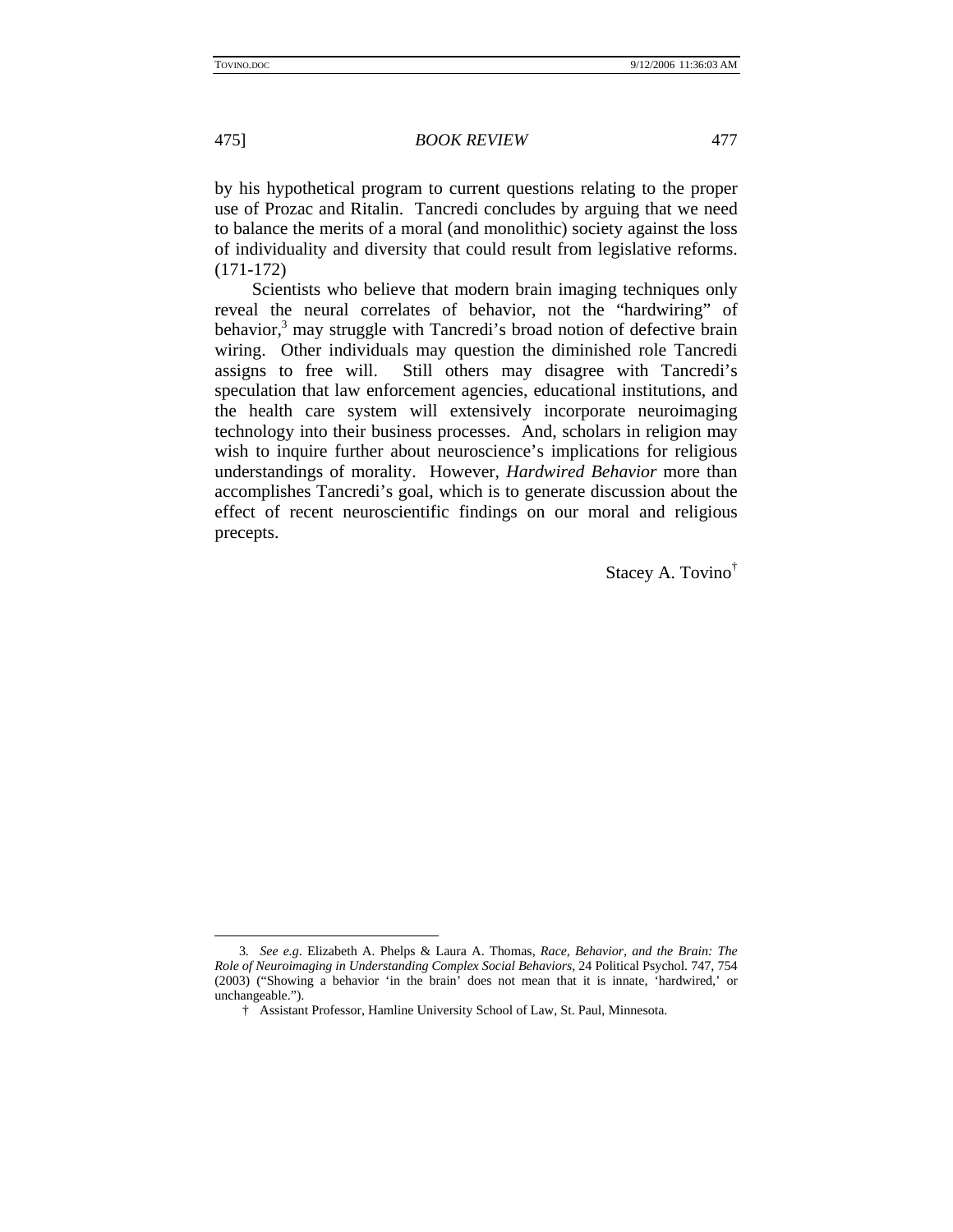by his hypothetical program to current questions relating to the proper use of Prozac and Ritalin. Tancredi concludes by arguing that we need to balance the merits of a moral (and monolithic) society against the loss of individuality and diversity that could result from legislative reforms. (171-172)

Scientists who believe that modern brain imaging techniques only reveal the neural correlates of behavior, not the "hardwiring" of behavior,[3] may struggle with Tancredi's broad notion of defective brain wiring. Other individuals may question the diminished role Tancredi assigns to free will. Still others may disagree with Tancredi's speculation that law enforcement agencies, educational institutions, and the health care system will extensively incorporate neuroimaging technology into their business processes. And, scholars in religion may wish to inquire further about neuroscience's implications for religious understandings of morality. However, *Hardwired Behavior* more than accomplishes Tancredi's goal, which is to generate discussion about the effect of recent neuroscientific findings on our moral and religious precepts.

Stacey A. Tovino[†]

---

3. *See e.g.* Elizabeth A. Phelps & Laura A. Thomas, *Race, Behavior, and the Brain: The Role of Neuroimaging in Understanding Complex Social Behaviors*, 24 Political Psychol. 747, 754 (2003) ("Showing a behavior 'in the brain' does not mean that it is innate, 'hardwired,' or unchangeable.").

† Assistant Professor, Hamline University School of Law, St. Paul, Minnesota.